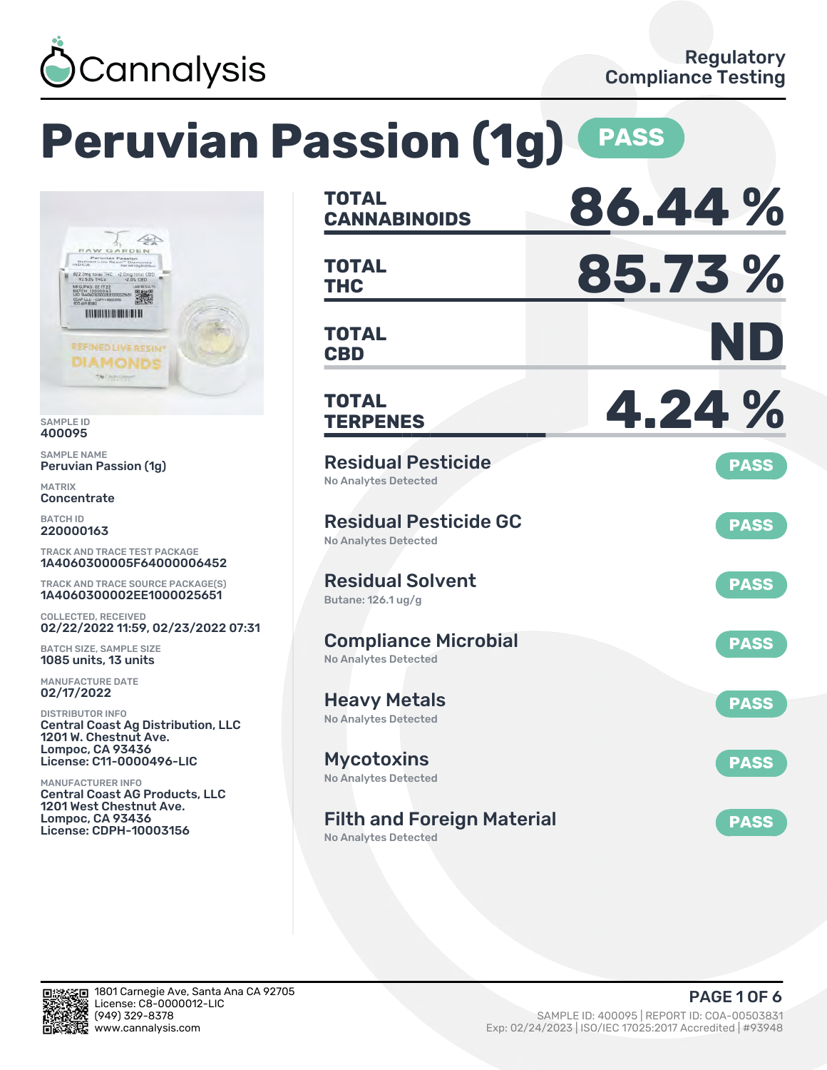Cannalysis

Regulatory Compliance Testing

# Peruvian Passion (1g) PASS

SAMPLE ID
400095

SAMPLE NAME
Peruvian Passion (1g)

MATRIX
Concentrate

BATCH ID
220000163

TRACK AND TRACE TEST PACKAGE
1A4060300005F64000006452

TRACK AND TRACE SOURCE PACKAGE(S)
1A4060300002EE1000025651

COLLECTED, RECEIVED
02/22/2022 11:59, 02/23/2022 07:31

BATCH SIZE, SAMPLE SIZE
1085 units, 13 units

MANUFACTURE DATE
02/17/2022

DISTRIBUTOR INFO
Central Coast Ag Distribution, LLC
1201 W. Chestnut Ave.
Lompoc, CA 93436
License: C11-0000496-LIC

MANUFACTURER INFO
Central Coast AG Products, LLC
1201 West Chestnut Ave.
Lompoc, CA 93436
License: CDPH-10003156

| | |
|---|---|
| TOTAL CANNABINOIDS | 86.44 % |
| TOTAL THC | 85.73 % |
| TOTAL CBD | ND |
| TOTAL TERPENES | 4.24 % |

**Residual Pesticide** — PASS
No Analytes Detected

**Residual Pesticide GC** — PASS
No Analytes Detected

**Residual Solvent** — PASS
Butane: 126.1 ug/g

**Compliance Microbial** — PASS
No Analytes Detected

**Heavy Metals** — PASS
No Analytes Detected

**Mycotoxins** — PASS
No Analytes Detected

**Filth and Foreign Material** — PASS
No Analytes Detected

1801 Carnegie Ave, Santa Ana CA 92705
License: C8-0000012-LIC
(949) 329-8378
www.cannalysis.com

SAMPLE ID: 400095 | REPORT ID: COA-00503831
Exp: 02/24/2023 | ISO/IEC 17025:2017 Accredited | #93948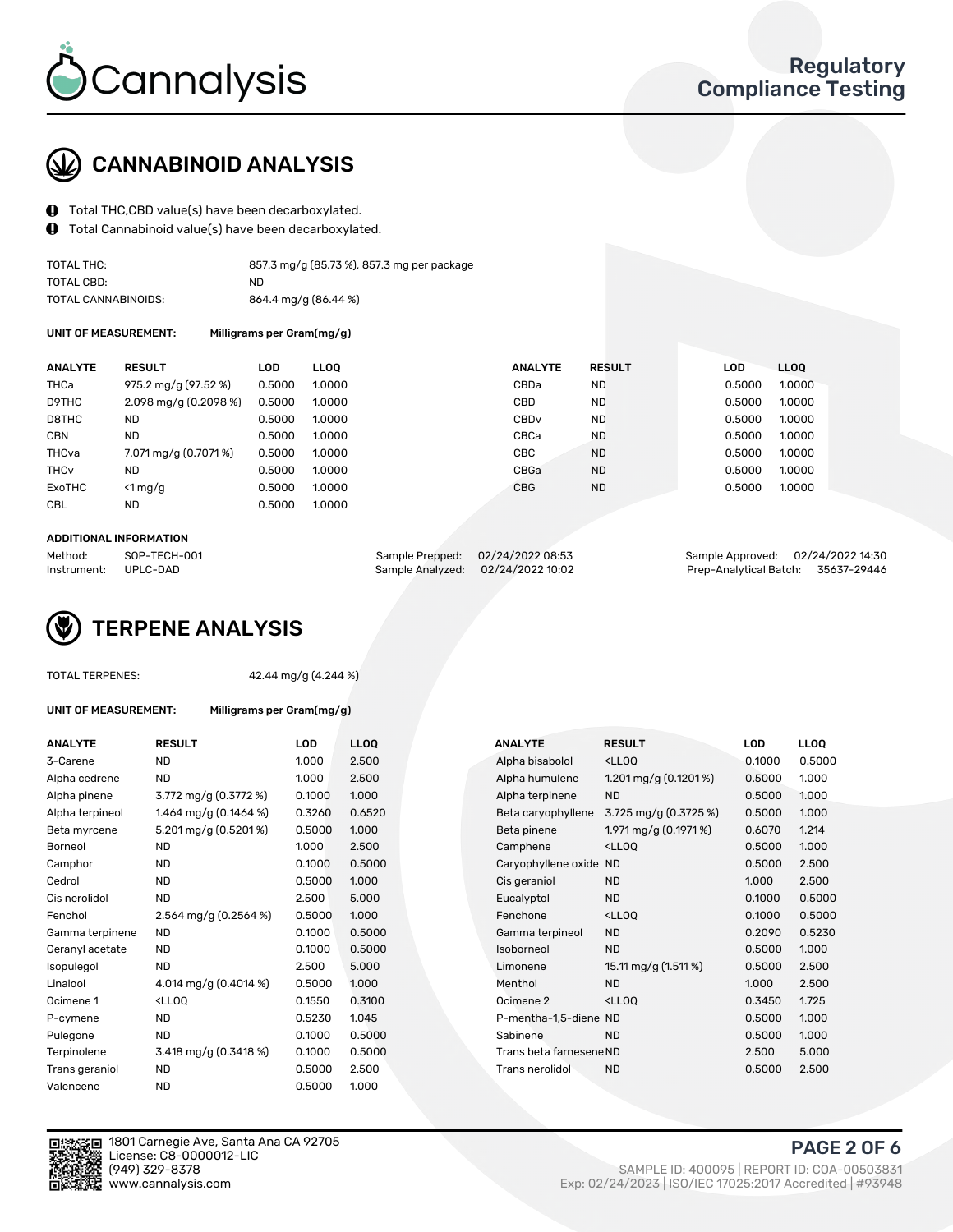# CANNABINOID ANALYSIS

- Total THC,CBD value(s) have been decarboxylated.
- Total Cannabinoid value(s) have been decarboxylated.

| | |
|---|---|
| TOTAL THC: | 857.3 mg/g (85.73 %), 857.3 mg per package |
| TOTAL CBD: | ND |
| TOTAL CANNABINOIDS: | 864.4 mg/g (86.44 %) |

**UNIT OF MEASUREMENT:** Milligrams per Gram(mg/g)

| ANALYTE | RESULT | LOD | LLOQ | ANALYTE | RESULT | LOD | LLOQ |
|---|---|---|---|---|---|---|---|
| THCa | 975.2 mg/g (97.52 %) | 0.5000 | 1.0000 | CBDa | ND | 0.5000 | 1.0000 |
| D9THC | 2.098 mg/g (0.2098 %) | 0.5000 | 1.0000 | CBD | ND | 0.5000 | 1.0000 |
| D8THC | ND | 0.5000 | 1.0000 | CBDv | ND | 0.5000 | 1.0000 |
| CBN | ND | 0.5000 | 1.0000 | CBCa | ND | 0.5000 | 1.0000 |
| THCva | 7.071 mg/g (0.7071 %) | 0.5000 | 1.0000 | CBC | ND | 0.5000 | 1.0000 |
| THCv | ND | 0.5000 | 1.0000 | CBGa | ND | 0.5000 | 1.0000 |
| ExoTHC | <1 mg/g | 0.5000 | 1.0000 | CBG | ND | 0.5000 | 1.0000 |
| CBL | ND | 0.5000 | 1.0000 | | | | |

**ADDITIONAL INFORMATION**

| | | | | | |
|---|---|---|---|---|---|
| Method: | SOP-TECH-001 | Sample Prepped: | 02/24/2022 08:53 | Sample Approved: | 02/24/2022 14:30 |
| Instrument: | UPLC-DAD | Sample Analyzed: | 02/24/2022 10:02 | Prep-Analytical Batch: | 35637-29446 |

# TERPENE ANALYSIS

TOTAL TERPENES: 42.44 mg/g (4.244 %)

**UNIT OF MEASUREMENT:** Milligrams per Gram(mg/g)

| ANALYTE | RESULT | LOD | LLOQ | ANALYTE | RESULT | LOD | LLOQ |
|---|---|---|---|---|---|---|---|
| 3-Carene | ND | 1.000 | 2.500 | Alpha bisabolol | <LLOQ | 0.1000 | 0.5000 |
| Alpha cedrene | ND | 1.000 | 2.500 | Alpha humulene | 1.201 mg/g (0.1201 %) | 0.5000 | 1.000 |
| Alpha pinene | 3.772 mg/g (0.3772 %) | 0.1000 | 1.000 | Alpha terpinene | ND | 0.5000 | 1.000 |
| Alpha terpineol | 1.464 mg/g (0.1464 %) | 0.3260 | 0.6520 | Beta caryophyllene | 3.725 mg/g (0.3725 %) | 0.5000 | 1.000 |
| Beta myrcene | 5.201 mg/g (0.5201 %) | 0.5000 | 1.000 | Beta pinene | 1.971 mg/g (0.1971 %) | 0.6070 | 1.214 |
| Borneol | ND | 1.000 | 2.500 | Camphene | <LLOQ | 0.5000 | 1.000 |
| Camphor | ND | 0.1000 | 0.5000 | Caryophyllene oxide | ND | 0.5000 | 2.500 |
| Cedrol | ND | 0.5000 | 1.000 | Cis geraniol | ND | 1.000 | 2.500 |
| Cis nerolidol | ND | 2.500 | 5.000 | Eucalyptol | ND | 0.1000 | 0.5000 |
| Fenchol | 2.564 mg/g (0.2564 %) | 0.5000 | 1.000 | Fenchone | <LLOQ | 0.1000 | 0.5000 |
| Gamma terpinene | ND | 0.1000 | 0.5000 | Gamma terpineol | ND | 0.2090 | 0.5230 |
| Geranyl acetate | ND | 0.1000 | 0.5000 | Isoborneol | ND | 0.5000 | 1.000 |
| Isopulegol | ND | 2.500 | 5.000 | Limonene | 15.11 mg/g (1.511 %) | 0.5000 | 2.500 |
| Linalool | 4.014 mg/g (0.4014 %) | 0.5000 | 1.000 | Menthol | ND | 1.000 | 2.500 |
| Ocimene 1 | <LLOQ | 0.1550 | 0.3100 | Ocimene 2 | <LLOQ | 0.3450 | 1.725 |
| P-cymene | ND | 0.5230 | 1.045 | P-mentha-1,5-diene | ND | 0.5000 | 1.000 |
| Pulegone | ND | 0.1000 | 0.5000 | Sabinene | ND | 0.5000 | 1.000 |
| Terpinolene | 3.418 mg/g (0.3418 %) | 0.1000 | 0.5000 | Trans beta farnesene | ND | 2.500 | 5.000 |
| Trans geraniol | ND | 0.5000 | 2.500 | Trans nerolidol | ND | 0.5000 | 2.500 |
| Valencene | ND | 0.5000 | 1.000 | | | | |

1801 Carnegie Ave, Santa Ana CA 92705
License: C8-0000012-LIC
(949) 329-8378
www.cannalysis.com

SAMPLE ID: 400095 | REPORT ID: COA-00503831
Exp: 02/24/2023 | ISO/IEC 17025:2017 Accredited | #93948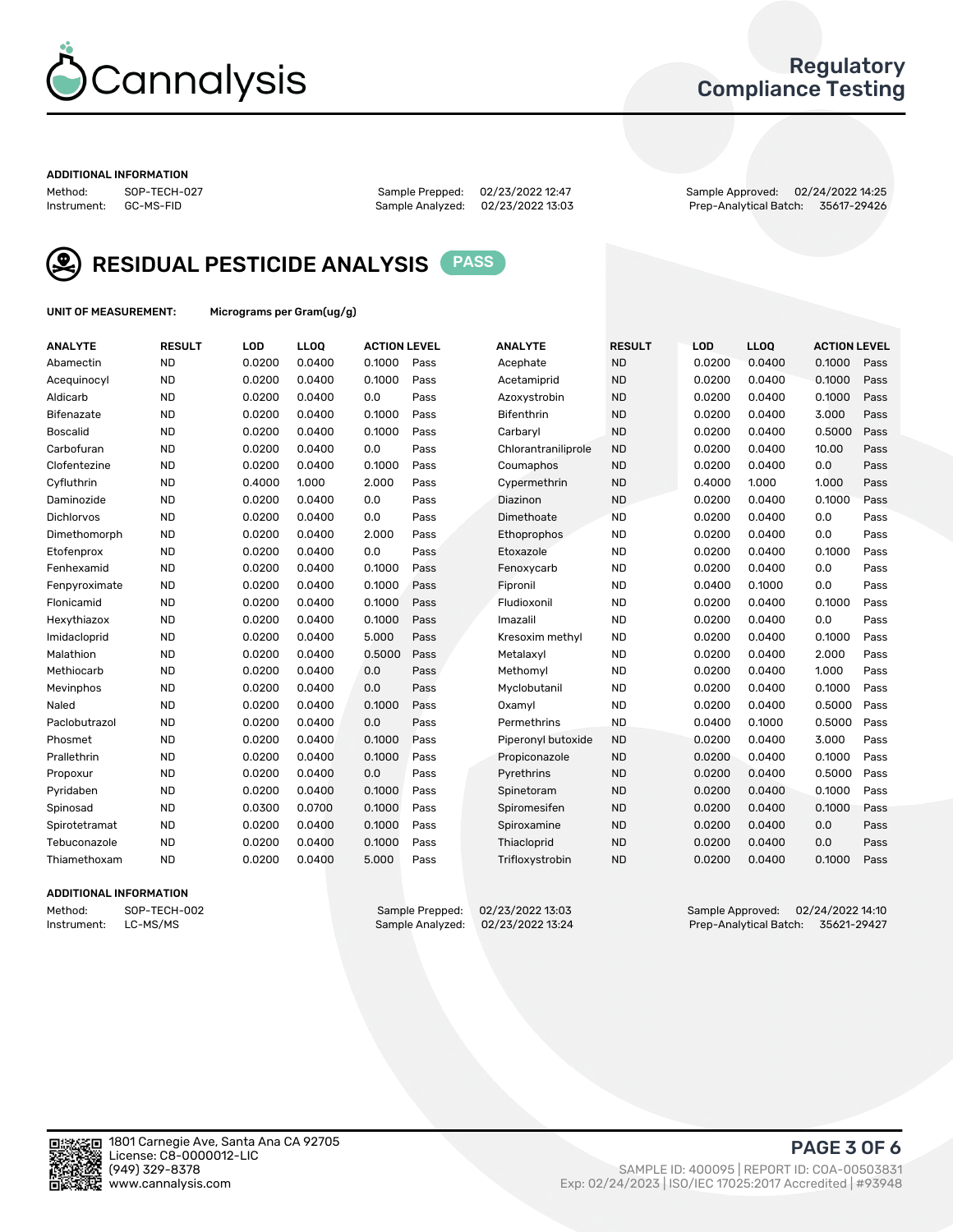Cannalysis

Regulatory Compliance Testing

### ADDITIONAL INFORMATION

Method: SOP-TECH-027
Instrument: GC-MS-FID

Sample Prepped: 02/23/2022 12:47
Sample Analyzed: 02/23/2022 13:03

Sample Approved: 02/24/2022 14:25
Prep-Analytical Batch: 35617-29426

## RESIDUAL PESTICIDE ANALYSIS PASS

**UNIT OF MEASUREMENT:** Micrograms per Gram(ug/g)

| ANALYTE | RESULT | LOD | LLOQ | ACTION LEVEL | | ANALYTE | RESULT | LOD | LLOQ | ACTION LEVEL | |
|---|---|---|---|---|---|---|---|---|---|---|---|
| Abamectin | ND | 0.0200 | 0.0400 | 0.1000 | Pass | Acephate | ND | 0.0200 | 0.0400 | 0.1000 | Pass |
| Acequinocyl | ND | 0.0200 | 0.0400 | 0.1000 | Pass | Acetamiprid | ND | 0.0200 | 0.0400 | 0.1000 | Pass |
| Aldicarb | ND | 0.0200 | 0.0400 | 0.0 | Pass | Azoxystrobin | ND | 0.0200 | 0.0400 | 0.1000 | Pass |
| Bifenazate | ND | 0.0200 | 0.0400 | 0.1000 | Pass | Bifenthrin | ND | 0.0200 | 0.0400 | 3.000 | Pass |
| Boscalid | ND | 0.0200 | 0.0400 | 0.1000 | Pass | Carbaryl | ND | 0.0200 | 0.0400 | 0.5000 | Pass |
| Carbofuran | ND | 0.0200 | 0.0400 | 0.0 | Pass | Chlorantraniliprole | ND | 0.0200 | 0.0400 | 10.00 | Pass |
| Clofentezine | ND | 0.0200 | 0.0400 | 0.1000 | Pass | Coumaphos | ND | 0.0200 | 0.0400 | 0.0 | Pass |
| Cyfluthrin | ND | 0.4000 | 1.000 | 2.000 | Pass | Cypermethrin | ND | 0.4000 | 1.000 | 1.000 | Pass |
| Daminozide | ND | 0.0200 | 0.0400 | 0.0 | Pass | Diazinon | ND | 0.0200 | 0.0400 | 0.1000 | Pass |
| Dichlorvos | ND | 0.0200 | 0.0400 | 0.0 | Pass | Dimethoate | ND | 0.0200 | 0.0400 | 0.0 | Pass |
| Dimethomorph | ND | 0.0200 | 0.0400 | 2.000 | Pass | Ethoprophos | ND | 0.0200 | 0.0400 | 0.0 | Pass |
| Etofenprox | ND | 0.0200 | 0.0400 | 0.0 | Pass | Etoxazole | ND | 0.0200 | 0.0400 | 0.1000 | Pass |
| Fenhexamid | ND | 0.0200 | 0.0400 | 0.1000 | Pass | Fenoxycarb | ND | 0.0200 | 0.0400 | 0.0 | Pass |
| Fenpyroximate | ND | 0.0200 | 0.0400 | 0.1000 | Pass | Fipronil | ND | 0.0400 | 0.1000 | 0.0 | Pass |
| Flonicamid | ND | 0.0200 | 0.0400 | 0.1000 | Pass | Fludioxonil | ND | 0.0200 | 0.0400 | 0.1000 | Pass |
| Hexythiazox | ND | 0.0200 | 0.0400 | 0.1000 | Pass | Imazalil | ND | 0.0200 | 0.0400 | 0.0 | Pass |
| Imidacloprid | ND | 0.0200 | 0.0400 | 5.000 | Pass | Kresoxim methyl | ND | 0.0200 | 0.0400 | 0.1000 | Pass |
| Malathion | ND | 0.0200 | 0.0400 | 0.5000 | Pass | Metalaxyl | ND | 0.0200 | 0.0400 | 2.000 | Pass |
| Methiocarb | ND | 0.0200 | 0.0400 | 0.0 | Pass | Methomyl | ND | 0.0200 | 0.0400 | 1.000 | Pass |
| Mevinphos | ND | 0.0200 | 0.0400 | 0.0 | Pass | Myclobutanil | ND | 0.0200 | 0.0400 | 0.1000 | Pass |
| Naled | ND | 0.0200 | 0.0400 | 0.1000 | Pass | Oxamyl | ND | 0.0200 | 0.0400 | 0.5000 | Pass |
| Paclobutrazol | ND | 0.0200 | 0.0400 | 0.0 | Pass | Permethrins | ND | 0.0400 | 0.1000 | 0.5000 | Pass |
| Phosmet | ND | 0.0200 | 0.0400 | 0.1000 | Pass | Piperonyl butoxide | ND | 0.0200 | 0.0400 | 3.000 | Pass |
| Prallethrin | ND | 0.0200 | 0.0400 | 0.1000 | Pass | Propiconazole | ND | 0.0200 | 0.0400 | 0.1000 | Pass |
| Propoxur | ND | 0.0200 | 0.0400 | 0.0 | Pass | Pyrethrins | ND | 0.0200 | 0.0400 | 0.5000 | Pass |
| Pyridaben | ND | 0.0200 | 0.0400 | 0.1000 | Pass | Spinetoram | ND | 0.0200 | 0.0400 | 0.1000 | Pass |
| Spinosad | ND | 0.0300 | 0.0700 | 0.1000 | Pass | Spiromesifen | ND | 0.0200 | 0.0400 | 0.1000 | Pass |
| Spirotetramat | ND | 0.0200 | 0.0400 | 0.1000 | Pass | Spiroxamine | ND | 0.0200 | 0.0400 | 0.0 | Pass |
| Tebuconazole | ND | 0.0200 | 0.0400 | 0.1000 | Pass | Thiacloprid | ND | 0.0200 | 0.0400 | 0.0 | Pass |
| Thiamethoxam | ND | 0.0200 | 0.0400 | 5.000 | Pass | Trifloxystrobin | ND | 0.0200 | 0.0400 | 0.1000 | Pass |

### ADDITIONAL INFORMATION

Method: SOP-TECH-002
Instrument: LC-MS/MS

Sample Prepped: 02/23/2022 13:03
Sample Analyzed: 02/23/2022 13:24

Sample Approved: 02/24/2022 14:10
Prep-Analytical Batch: 35621-29427

1801 Carnegie Ave, Santa Ana CA 92705
License: C8-0000012-LIC
(949) 329-8378
www.cannalysis.com

SAMPLE ID: 400095 | REPORT ID: COA-00503831
Exp: 02/24/2023 | ISO/IEC 17025:2017 Accredited | #93948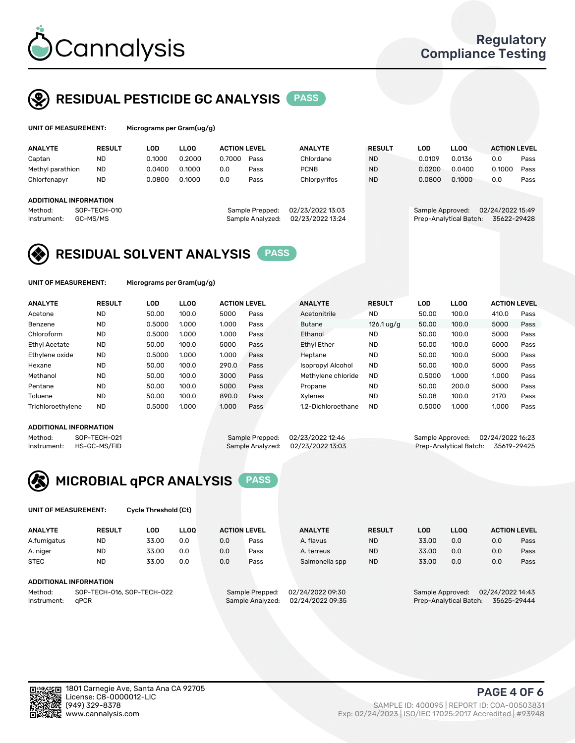# Cannalysis

Regulatory Compliance Testing

## RESIDUAL PESTICIDE GC ANALYSIS PASS

**UNIT OF MEASUREMENT:** Micrograms per Gram(ug/g)

| ANALYTE | RESULT | LOD | LLOQ | ACTION LEVEL | | ANALYTE | RESULT | LOD | LLOQ | ACTION LEVEL | |
|---|---|---|---|---|---|---|---|---|---|---|---|
| Captan | ND | 0.1000 | 0.2000 | 0.7000 | Pass | Chlordane | ND | 0.0109 | 0.0136 | 0.0 | Pass |
| Methyl parathion | ND | 0.0400 | 0.1000 | 0.0 | Pass | PCNB | ND | 0.0200 | 0.0400 | 0.1000 | Pass |
| Chlorfenapyr | ND | 0.0800 | 0.1000 | 0.0 | Pass | Chlorpyrifos | ND | 0.0800 | 0.1000 | 0.0 | Pass |

**ADDITIONAL INFORMATION**

Method: SOP-TECH-010
Instrument: GC-MS/MS
Sample Prepped: 02/23/2022 13:03
Sample Analyzed: 02/23/2022 13:24
Sample Approved: 02/24/2022 15:49
Prep-Analytical Batch: 35622-29428

## RESIDUAL SOLVENT ANALYSIS PASS

**UNIT OF MEASUREMENT:** Micrograms per Gram(ug/g)

| ANALYTE | RESULT | LOD | LLOQ | ACTION LEVEL | | ANALYTE | RESULT | LOD | LLOQ | ACTION LEVEL | |
|---|---|---|---|---|---|---|---|---|---|---|---|
| Acetone | ND | 50.00 | 100.0 | 5000 | Pass | Acetonitrile | ND | 50.00 | 100.0 | 410.0 | Pass |
| Benzene | ND | 0.5000 | 1.000 | 1.000 | Pass | Butane | 126.1 ug/g | 50.00 | 100.0 | 5000 | Pass |
| Chloroform | ND | 0.5000 | 1.000 | 1.000 | Pass | Ethanol | ND | 50.00 | 100.0 | 5000 | Pass |
| Ethyl Acetate | ND | 50.00 | 100.0 | 5000 | Pass | Ethyl Ether | ND | 50.00 | 100.0 | 5000 | Pass |
| Ethylene oxide | ND | 0.5000 | 1.000 | 1.000 | Pass | Heptane | ND | 50.00 | 100.0 | 5000 | Pass |
| Hexane | ND | 50.00 | 100.0 | 290.0 | Pass | Isopropyl Alcohol | ND | 50.00 | 100.0 | 5000 | Pass |
| Methanol | ND | 50.00 | 100.0 | 3000 | Pass | Methylene chloride | ND | 0.5000 | 1.000 | 1.000 | Pass |
| Pentane | ND | 50.00 | 100.0 | 5000 | Pass | Propane | ND | 50.00 | 200.0 | 5000 | Pass |
| Toluene | ND | 50.00 | 100.0 | 890.0 | Pass | Xylenes | ND | 50.08 | 100.0 | 2170 | Pass |
| Trichloroethylene | ND | 0.5000 | 1.000 | 1.000 | Pass | 1,2-Dichloroethane | ND | 0.5000 | 1.000 | 1.000 | Pass |

**ADDITIONAL INFORMATION**

Method: SOP-TECH-021
Instrument: HS-GC-MS/FID
Sample Prepped: 02/23/2022 12:46
Sample Analyzed: 02/23/2022 13:03
Sample Approved: 02/24/2022 16:23
Prep-Analytical Batch: 35619-29425

## MICROBIAL qPCR ANALYSIS PASS

**UNIT OF MEASUREMENT:** Cycle Threshold (Ct)

| ANALYTE | RESULT | LOD | LLOQ | ACTION LEVEL | | ANALYTE | RESULT | LOD | LLOQ | ACTION LEVEL | |
|---|---|---|---|---|---|---|---|---|---|---|---|
| A.fumigatus | ND | 33.00 | 0.0 | 0.0 | Pass | A. flavus | ND | 33.00 | 0.0 | 0.0 | Pass |
| A. niger | ND | 33.00 | 0.0 | 0.0 | Pass | A. terreus | ND | 33.00 | 0.0 | 0.0 | Pass |
| STEC | ND | 33.00 | 0.0 | 0.0 | Pass | Salmonella spp | ND | 33.00 | 0.0 | 0.0 | Pass |

**ADDITIONAL INFORMATION**

Method: SOP-TECH-016, SOP-TECH-022
Instrument: qPCR
Sample Prepped: 02/24/2022 09:30
Sample Analyzed: 02/24/2022 09:35
Sample Approved: 02/24/2022 14:43
Prep-Analytical Batch: 35625-29444

1801 Carnegie Ave, Santa Ana CA 92705
License: C8-0000012-LIC
(949) 329-8378
www.cannalysis.com

SAMPLE ID: 400095 | REPORT ID: COA-00503831
Exp: 02/24/2023 | ISO/IEC 17025:2017 Accredited | #93948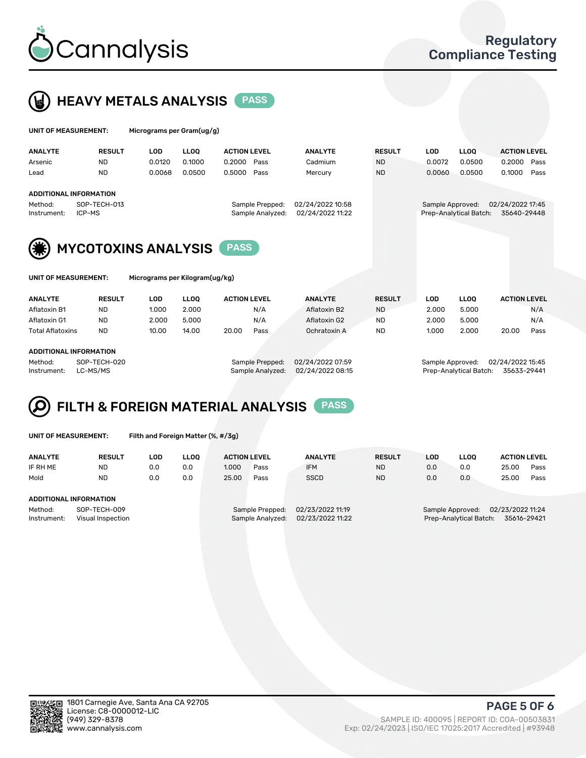# Cannalysis

## Regulatory Compliance Testing

## HEAVY METALS ANALYSIS PASS

**UNIT OF MEASUREMENT:** Micrograms per Gram(ug/g)

| ANALYTE | RESULT | LOD | LLOQ | ACTION LEVEL | | ANALYTE | RESULT | LOD | LLOQ | ACTION LEVEL | |
|---|---|---|---|---|---|---|---|---|---|---|---|
| Arsenic | ND | 0.0120 | 0.1000 | 0.2000 | Pass | Cadmium | ND | 0.0072 | 0.0500 | 0.2000 | Pass |
| Lead | ND | 0.0068 | 0.0500 | 0.5000 | Pass | Mercury | ND | 0.0060 | 0.0500 | 0.1000 | Pass |

**ADDITIONAL INFORMATION**

Method: SOP-TECH-013
Instrument: ICP-MS
Sample Prepped: 02/24/2022 10:58
Sample Analyzed: 02/24/2022 11:22
Sample Approved: 02/24/2022 17:45
Prep-Analytical Batch: 35640-29448

## MYCOTOXINS ANALYSIS PASS

**UNIT OF MEASUREMENT:** Micrograms per Kilogram(ug/kg)

| ANALYTE | RESULT | LOD | LLOQ | ACTION LEVEL | | ANALYTE | RESULT | LOD | LLOQ | ACTION LEVEL | |
|---|---|---|---|---|---|---|---|---|---|---|---|
| Aflatoxin B1 | ND | 1.000 | 2.000 | | N/A | Aflatoxin B2 | ND | 2.000 | 5.000 | | N/A |
| Aflatoxin G1 | ND | 2.000 | 5.000 | | N/A | Aflatoxin G2 | ND | 2.000 | 5.000 | | N/A |
| Total Aflatoxins | ND | 10.00 | 14.00 | 20.00 | Pass | Ochratoxin A | ND | 1.000 | 2.000 | 20.00 | Pass |

**ADDITIONAL INFORMATION**

Method: SOP-TECH-020
Instrument: LC-MS/MS
Sample Prepped: 02/24/2022 07:59
Sample Analyzed: 02/24/2022 08:15
Sample Approved: 02/24/2022 15:45
Prep-Analytical Batch: 35633-29441

## FILTH & FOREIGN MATERIAL ANALYSIS PASS

**UNIT OF MEASUREMENT:** Filth and Foreign Matter (%, #/3g)

| ANALYTE | RESULT | LOD | LLOQ | ACTION LEVEL | | ANALYTE | RESULT | LOD | LLOQ | ACTION LEVEL | |
|---|---|---|---|---|---|---|---|---|---|---|---|
| IF RH ME | ND | 0.0 | 0.0 | 1.000 | Pass | IFM | ND | 0.0 | 0.0 | 25.00 | Pass |
| Mold | ND | 0.0 | 0.0 | 25.00 | Pass | SSCD | ND | 0.0 | 0.0 | 25.00 | Pass |

**ADDITIONAL INFORMATION**

Method: SOP-TECH-009
Instrument: Visual Inspection
Sample Prepped: 02/23/2022 11:19
Sample Analyzed: 02/23/2022 11:22
Sample Approved: 02/23/2022 11:24
Prep-Analytical Batch: 35616-29421

1801 Carnegie Ave, Santa Ana CA 92705
License: C8-0000012-LIC
(949) 329-8378
www.cannalysis.com

SAMPLE ID: 400095 | REPORT ID: COA-00503831
Exp: 02/24/2023 | ISO/IEC 17025:2017 Accredited | #93948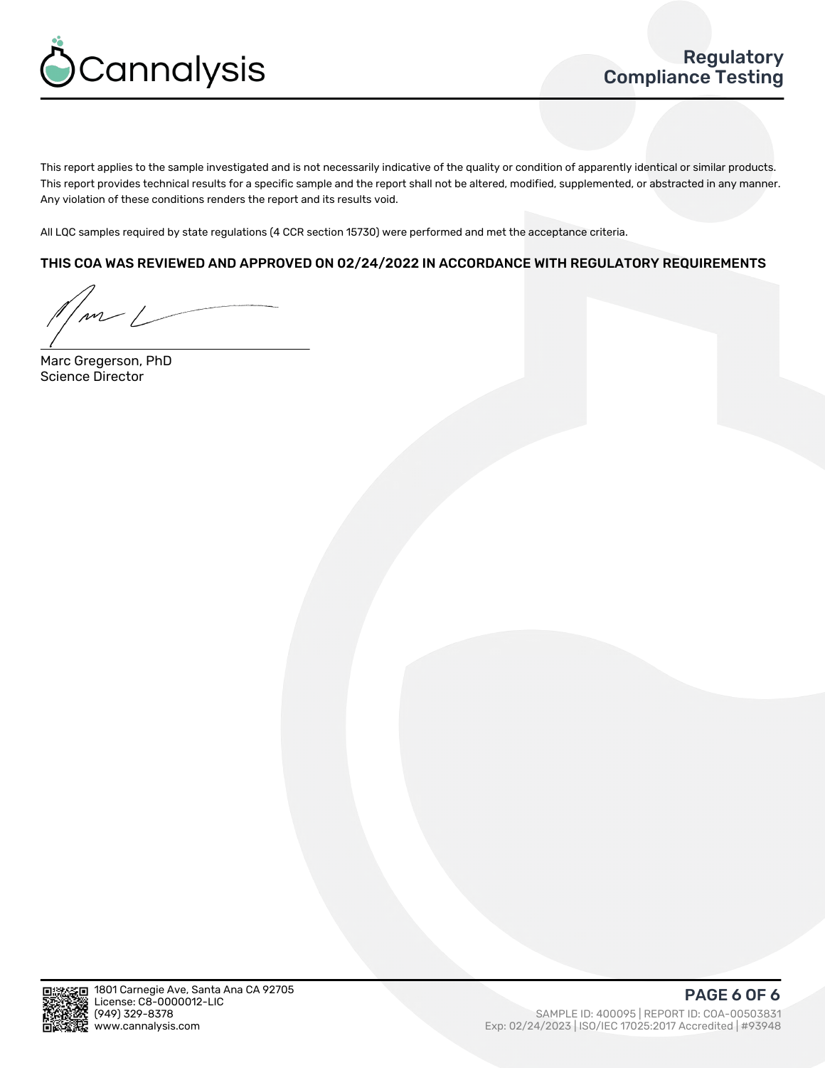This report applies to the sample investigated and is not necessarily indicative of the quality or condition of apparently identical or similar products. This report provides technical results for a specific sample and the report shall not be altered, modified, supplemented, or abstracted in any manner. Any violation of these conditions renders the report and its results void.

All LQC samples required by state regulations (4 CCR section 15730) were performed and met the acceptance criteria.

**THIS COA WAS REVIEWED AND APPROVED ON 02/24/2022 IN ACCORDANCE WITH REGULATORY REQUIREMENTS**

Marc Gregerson, PhD
Science Director